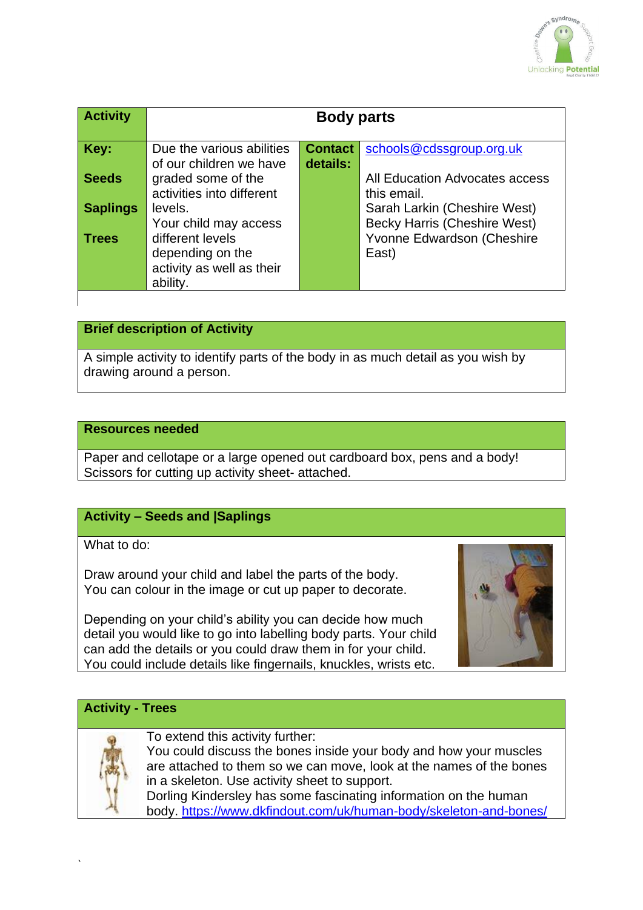| Activity | Body parts | | |
|---|---|---|---|
| **Key:**<br><br>**Seeds**<br><br>**Saplings**<br><br>**Trees** | Due the various abilities of our children we have graded some of the activities into different levels.<br>Your child may access different levels depending on the activity as well as their ability. | **Contact details:** | schools@cdssgroup.org.uk<br><br>All Education Advocates access this email.<br>Sarah Larkin (Cheshire West)<br>Becky Harris (Cheshire West)<br>Yvonne Edwardson (Cheshire East) |

**Brief description of Activity**

A simple activity to identify parts of the body in as much detail as you wish by drawing around a person.

**Resources needed**

Paper and cellotape or a large opened out cardboard box, pens and a body! Scissors for cutting up activity sheet- attached.

**Activity – Seeds and |Saplings**

What to do:

Draw around your child and label the parts of the body.
You can colour in the image or cut up paper to decorate.

Depending on your child's ability you can decide how much detail you would like to go into labelling body parts. Your child can add the details or you could draw them in for your child. You could include details like fingernails, knuckles, wrists etc.

**Activity - Trees**

To extend this activity further:
You could discuss the bones inside your body and how your muscles are attached to them so we can move, look at the names of the bones in a skeleton. Use activity sheet to support.
Dorling Kindersley has some fascinating information on the human body. https://www.dkfindout.com/uk/human-body/skeleton-and-bones/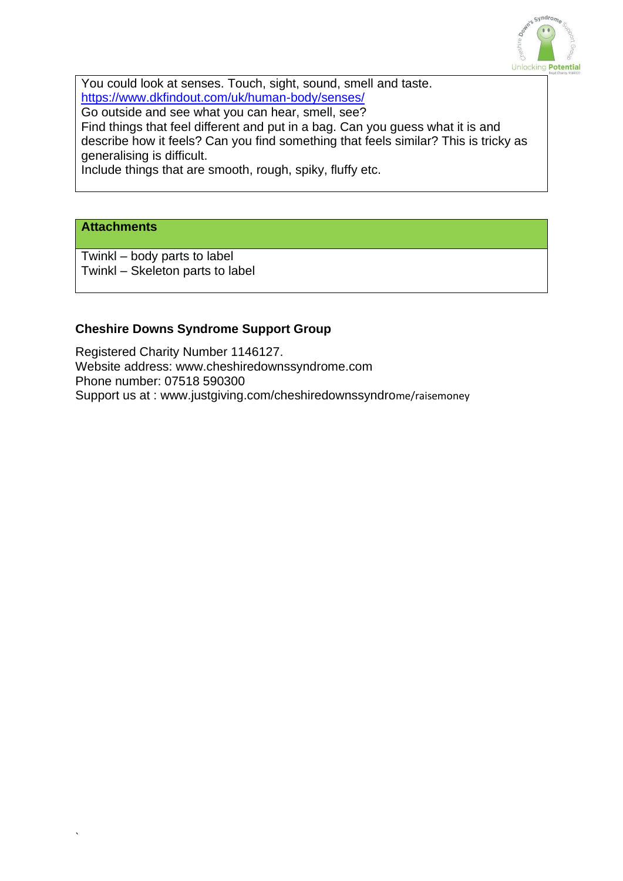You could look at senses. Touch, sight, sound, smell and taste.
https://www.dkfindout.com/uk/human-body/senses/
Go outside and see what you can hear, smell, see?
Find things that feel different and put in a bag. Can you guess what it is and describe how it feels? Can you find something that feels similar? This is tricky as generalising is difficult.
Include things that are smooth, rough, spiky, fluffy etc.

**Attachments**

Twinkl – body parts to label
Twinkl – Skeleton parts to label

**Cheshire Downs Syndrome Support Group**

Registered Charity Number 1146127.
Website address: www.cheshiredownssyndrome.com
Phone number: 07518 590300
Support us at : www.justgiving.com/cheshiredownssyndrome/raisemoney